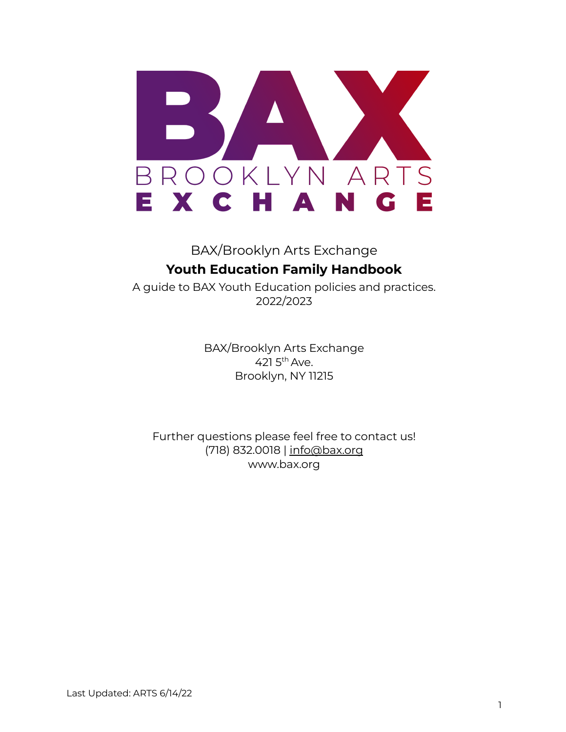BAX/Brooklyn Arts Exchange

# Youth Education Family Handbook

A guide to BAX Youth Education policies and practices.
2022/2023

BAX/Brooklyn Arts Exchange
421 5th Ave.
Brooklyn, NY 11215

Further questions please feel free to contact us!
(718) 832.0018 | info@bax.org
www.bax.org

Last Updated: ARTS 6/14/22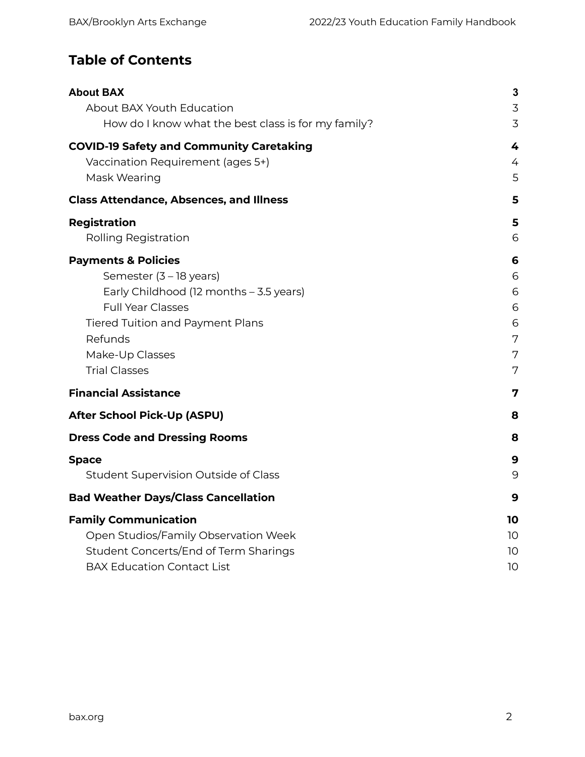# Table of Contents

**About BAX** 3

- About BAX Youth Education 3
  - How do I know what the best class is for my family? 3

**COVID-19 Safety and Community Caretaking** 4

- Vaccination Requirement (ages 5+) 4
- Mask Wearing 5

**Class Attendance, Absences, and Illness** 5

**Registration** 5

- Rolling Registration 6

**Payments & Policies** 6

- Semester (3 – 18 years) 6
- Early Childhood (12 months – 3.5 years) 6
- Full Year Classes 6
- Tiered Tuition and Payment Plans 6
- Refunds 7
- Make-Up Classes 7
- Trial Classes 7

**Financial Assistance** 7

**After School Pick-Up (ASPU)** 8

**Dress Code and Dressing Rooms** 8

**Space** 9

- Student Supervision Outside of Class 9

**Bad Weather Days/Class Cancellation** 9

**Family Communication** 10

- Open Studios/Family Observation Week 10
- Student Concerts/End of Term Sharings 10
- BAX Education Contact List 10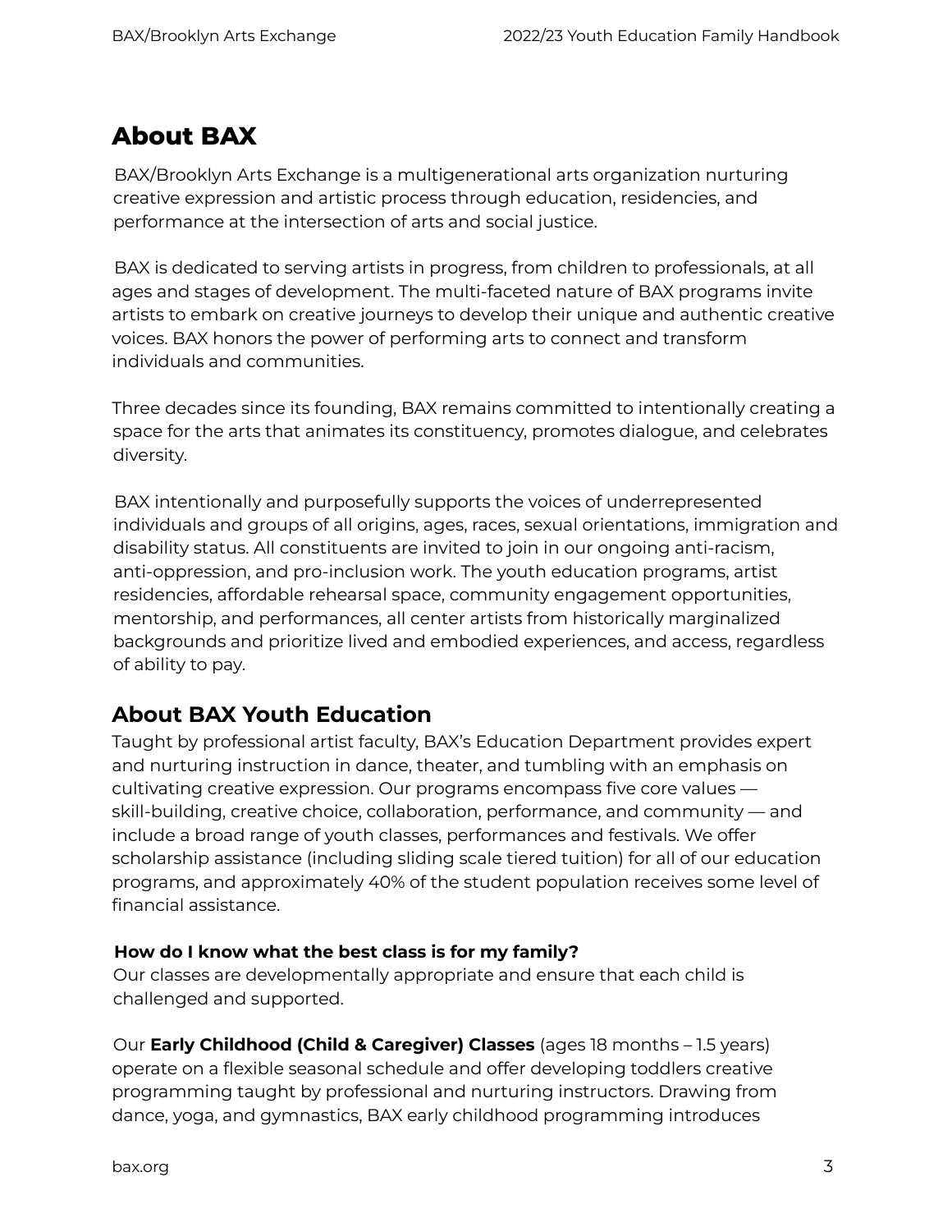# About BAX

BAX/Brooklyn Arts Exchange is a multigenerational arts organization nurturing creative expression and artistic process through education, residencies, and performance at the intersection of arts and social justice.

BAX is dedicated to serving artists in progress, from children to professionals, at all ages and stages of development. The multi-faceted nature of BAX programs invite artists to embark on creative journeys to develop their unique and authentic creative voices. BAX honors the power of performing arts to connect and transform individuals and communities.

Three decades since its founding, BAX remains committed to intentionally creating a space for the arts that animates its constituency, promotes dialogue, and celebrates diversity.

BAX intentionally and purposefully supports the voices of underrepresented individuals and groups of all origins, ages, races, sexual orientations, immigration and disability status. All constituents are invited to join in our ongoing anti-racism, anti-oppression, and pro-inclusion work. The youth education programs, artist residencies, affordable rehearsal space, community engagement opportunities, mentorship, and performances, all center artists from historically marginalized backgrounds and prioritize lived and embodied experiences, and access, regardless of ability to pay.

## About BAX Youth Education

Taught by professional artist faculty, BAX's Education Department provides expert and nurturing instruction in dance, theater, and tumbling with an emphasis on cultivating creative expression. Our programs encompass five core values — skill-building, creative choice, collaboration, performance, and community — and include a broad range of youth classes, performances and festivals. We offer scholarship assistance (including sliding scale tiered tuition) for all of our education programs, and approximately 40% of the student population receives some level of financial assistance.

**How do I know what the best class is for my family?**
Our classes are developmentally appropriate and ensure that each child is challenged and supported.

Our **Early Childhood (Child & Caregiver) Classes** (ages 18 months – 1.5 years) operate on a flexible seasonal schedule and offer developing toddlers creative programming taught by professional and nurturing instructors. Drawing from dance, yoga, and gymnastics, BAX early childhood programming introduces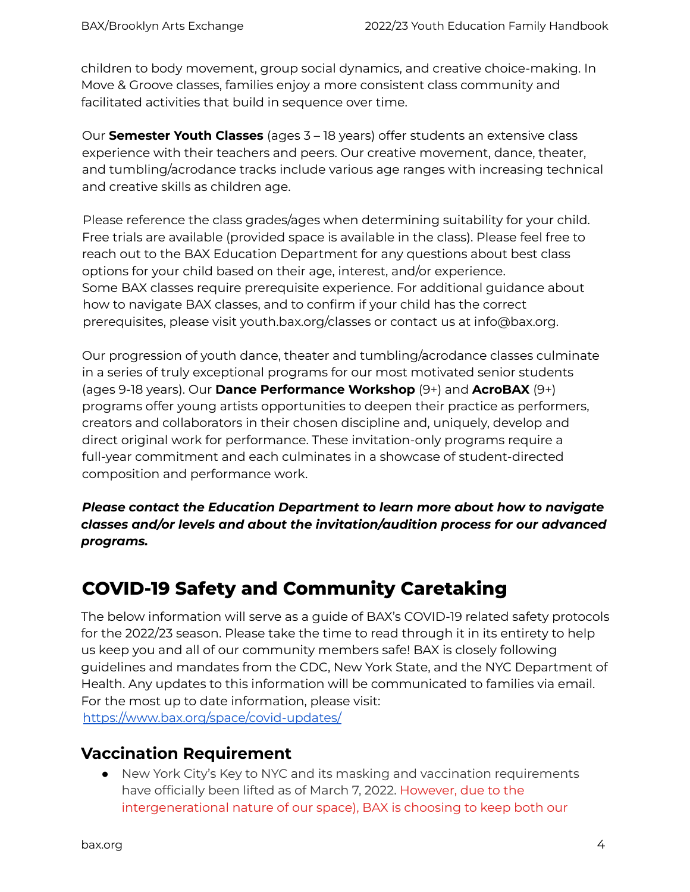children to body movement, group social dynamics, and creative choice-making. In Move & Groove classes, families enjoy a more consistent class community and facilitated activities that build in sequence over time.

Our **Semester Youth Classes** (ages 3 – 18 years) offer students an extensive class experience with their teachers and peers. Our creative movement, dance, theater, and tumbling/acrodance tracks include various age ranges with increasing technical and creative skills as children age.

Please reference the class grades/ages when determining suitability for your child. Free trials are available (provided space is available in the class). Please feel free to reach out to the BAX Education Department for any questions about best class options for your child based on their age, interest, and/or experience. Some BAX classes require prerequisite experience. For additional guidance about how to navigate BAX classes, and to confirm if your child has the correct prerequisites, please visit youth.bax.org/classes or contact us at info@bax.org.

Our progression of youth dance, theater and tumbling/acrodance classes culminate in a series of truly exceptional programs for our most motivated senior students (ages 9-18 years). Our **Dance Performance Workshop** (9+) and **AcroBAX** (9+) programs offer young artists opportunities to deepen their practice as performers, creators and collaborators in their chosen discipline and, uniquely, develop and direct original work for performance. These invitation-only programs require a full-year commitment and each culminates in a showcase of student-directed composition and performance work.

***Please contact the Education Department to learn more about how to navigate classes and/or levels and about the invitation/audition process for our advanced programs.***

# COVID-19 Safety and Community Caretaking

The below information will serve as a guide of BAX's COVID-19 related safety protocols for the 2022/23 season. Please take the time to read through it in its entirety to help us keep you and all of our community members safe! BAX is closely following guidelines and mandates from the CDC, New York State, and the NYC Department of Health. Any updates to this information will be communicated to families via email. For the most up to date information, please visit: https://www.bax.org/space/covid-updates/

## Vaccination Requirement

- New York City's Key to NYC and its masking and vaccination requirements have officially been lifted as of March 7, 2022. However, due to the intergenerational nature of our space), BAX is choosing to keep both our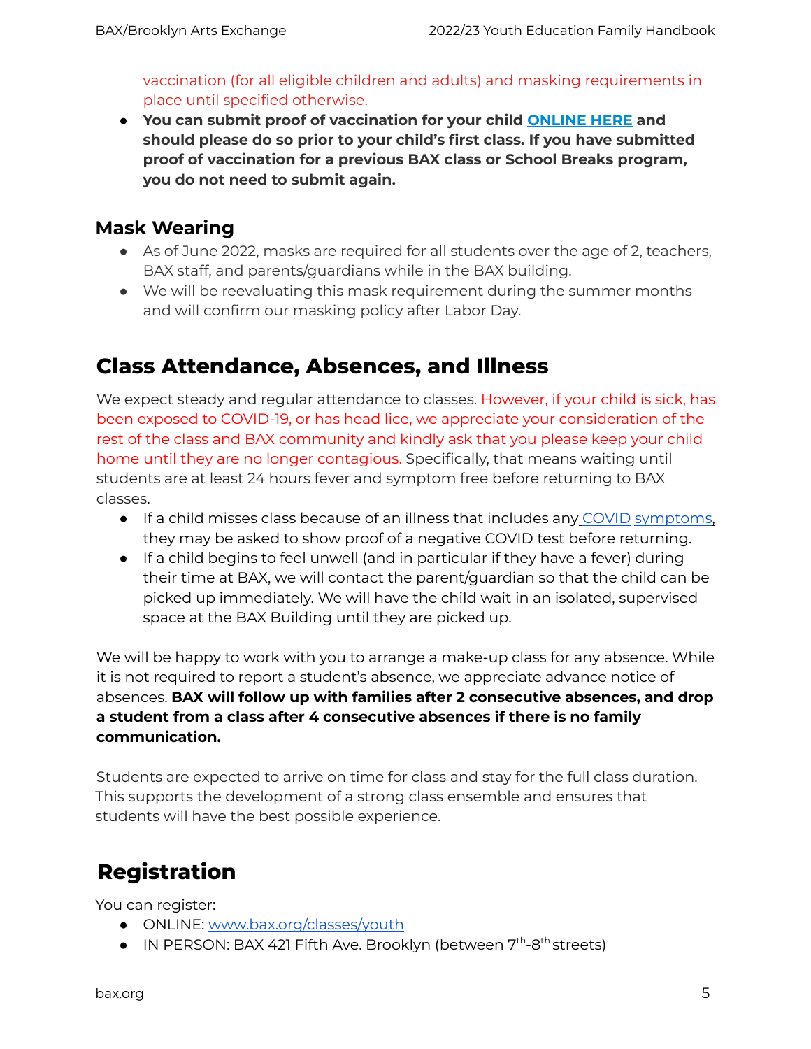vaccination (for all eligible children and adults) and masking requirements in place until specified otherwise.

- **You can submit proof of vaccination for your child [ONLINE HERE] and should please do so prior to your child's first class. If you have submitted proof of vaccination for a previous BAX class or School Breaks program, you do not need to submit again.**

### Mask Wearing

- As of June 2022, masks are required for all students over the age of 2, teachers, BAX staff, and parents/guardians while in the BAX building.
- We will be reevaluating this mask requirement during the summer months and will confirm our masking policy after Labor Day.

## Class Attendance, Absences, and Illness

We expect steady and regular attendance to classes. However, if your child is sick, has been exposed to COVID-19, or has head lice, we appreciate your consideration of the rest of the class and BAX community and kindly ask that you please keep your child home until they are no longer contagious. Specifically, that means waiting until students are at least 24 hours fever and symptom free before returning to BAX classes.

- If a child misses class because of an illness that includes any COVID symptoms, they may be asked to show proof of a negative COVID test before returning.
- If a child begins to feel unwell (and in particular if they have a fever) during their time at BAX, we will contact the parent/guardian so that the child can be picked up immediately. We will have the child wait in an isolated, supervised space at the BAX Building until they are picked up.

We will be happy to work with you to arrange a make-up class for any absence. While it is not required to report a student's absence, we appreciate advance notice of absences. **BAX will follow up with families after 2 consecutive absences, and drop a student from a class after 4 consecutive absences if there is no family communication.**

Students are expected to arrive on time for class and stay for the full class duration. This supports the development of a strong class ensemble and ensures that students will have the best possible experience.

## Registration

You can register:

- ONLINE: www.bax.org/classes/youth
- IN PERSON: BAX 421 Fifth Ave. Brooklyn (between 7th-8th streets)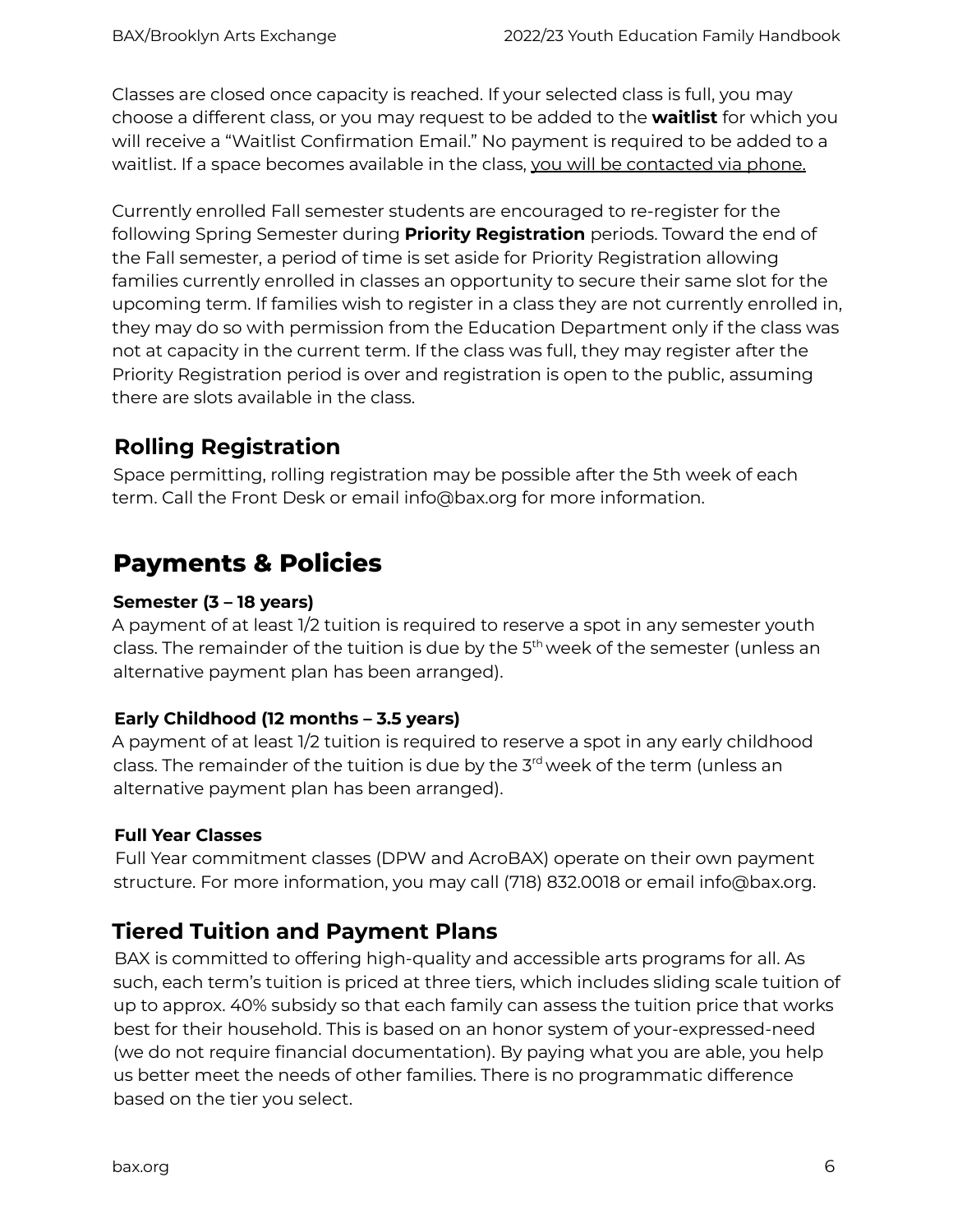Classes are closed once capacity is reached. If your selected class is full, you may choose a different class, or you may request to be added to the **waitlist** for which you will receive a "Waitlist Confirmation Email." No payment is required to be added to a waitlist. If a space becomes available in the class, you will be contacted via phone.

Currently enrolled Fall semester students are encouraged to re-register for the following Spring Semester during **Priority Registration** periods. Toward the end of the Fall semester, a period of time is set aside for Priority Registration allowing families currently enrolled in classes an opportunity to secure their same slot for the upcoming term. If families wish to register in a class they are not currently enrolled in, they may do so with permission from the Education Department only if the class was not at capacity in the current term. If the class was full, they may register after the Priority Registration period is over and registration is open to the public, assuming there are slots available in the class.

## Rolling Registration

Space permitting, rolling registration may be possible after the 5th week of each term. Call the Front Desk or email info@bax.org for more information.

# Payments & Policies

**Semester (3 – 18 years)**

A payment of at least 1/2 tuition is required to reserve a spot in any semester youth class. The remainder of the tuition is due by the 5th week of the semester (unless an alternative payment plan has been arranged).

**Early Childhood (12 months – 3.5 years)**

A payment of at least 1/2 tuition is required to reserve a spot in any early childhood class. The remainder of the tuition is due by the 3rd week of the term (unless an alternative payment plan has been arranged).

**Full Year Classes**

Full Year commitment classes (DPW and AcroBAX) operate on their own payment structure. For more information, you may call (718) 832.0018 or email info@bax.org.

## Tiered Tuition and Payment Plans

BAX is committed to offering high-quality and accessible arts programs for all. As such, each term's tuition is priced at three tiers, which includes sliding scale tuition of up to approx. 40% subsidy so that each family can assess the tuition price that works best for their household. This is based on an honor system of your-expressed-need (we do not require financial documentation). By paying what you are able, you help us better meet the needs of other families. There is no programmatic difference based on the tier you select.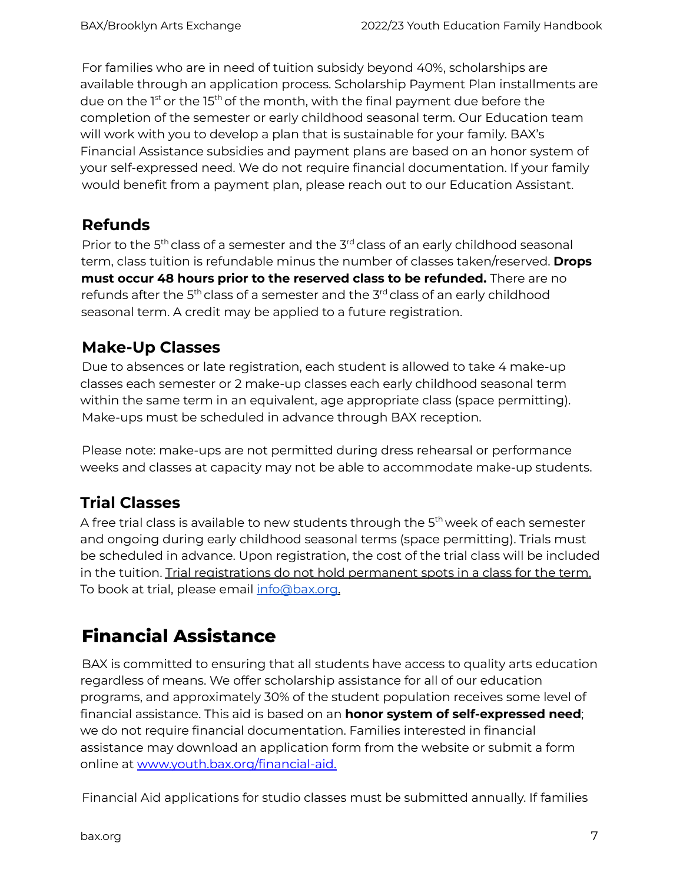For families who are in need of tuition subsidy beyond 40%, scholarships are available through an application process. Scholarship Payment Plan installments are due on the 1st or the 15th of the month, with the final payment due before the completion of the semester or early childhood seasonal term. Our Education team will work with you to develop a plan that is sustainable for your family. BAX's Financial Assistance subsidies and payment plans are based on an honor system of your self-expressed need. We do not require financial documentation. If your family would benefit from a payment plan, please reach out to our Education Assistant.

## Refunds

Prior to the 5th class of a semester and the 3rd class of an early childhood seasonal term, class tuition is refundable minus the number of classes taken/reserved. **Drops must occur 48 hours prior to the reserved class to be refunded.** There are no refunds after the 5th class of a semester and the 3rd class of an early childhood seasonal term. A credit may be applied to a future registration.

## Make-Up Classes

Due to absences or late registration, each student is allowed to take 4 make-up classes each semester or 2 make-up classes each early childhood seasonal term within the same term in an equivalent, age appropriate class (space permitting). Make-ups must be scheduled in advance through BAX reception.

Please note: make-ups are not permitted during dress rehearsal or performance weeks and classes at capacity may not be able to accommodate make-up students.

## Trial Classes

A free trial class is available to new students through the 5th week of each semester and ongoing during early childhood seasonal terms (space permitting). Trials must be scheduled in advance. Upon registration, the cost of the trial class will be included in the tuition. Trial registrations do not hold permanent spots in a class for the term. To book at trial, please email [info@bax.org](mailto:info@bax.org).

# Financial Assistance

BAX is committed to ensuring that all students have access to quality arts education regardless of means. We offer scholarship assistance for all of our education programs, and approximately 30% of the student population receives some level of financial assistance. This aid is based on an **honor system of self-expressed need**; we do not require financial documentation. Families interested in financial assistance may download an application form from the website or submit a form online at [www.youth.bax.org/financial-aid.](www.youth.bax.org/financial-aid)

Financial Aid applications for studio classes must be submitted annually. If families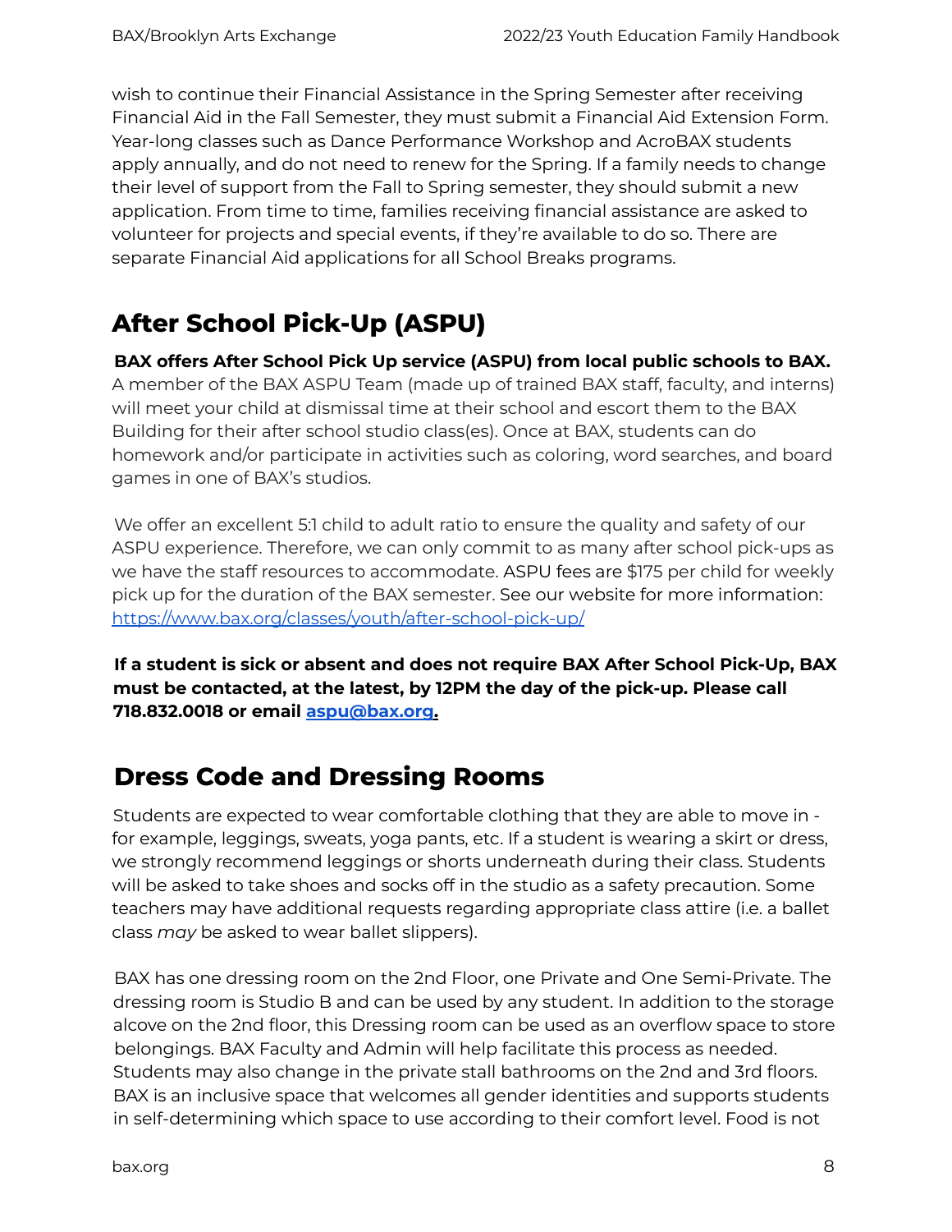wish to continue their Financial Assistance in the Spring Semester after receiving Financial Aid in the Fall Semester, they must submit a Financial Aid Extension Form. Year-long classes such as Dance Performance Workshop and AcroBAX students apply annually, and do not need to renew for the Spring. If a family needs to change their level of support from the Fall to Spring semester, they should submit a new application. From time to time, families receiving financial assistance are asked to volunteer for projects and special events, if they're available to do so. There are separate Financial Aid applications for all School Breaks programs.

## After School Pick-Up (ASPU)

**BAX offers After School Pick Up service (ASPU) from local public schools to BAX.** A member of the BAX ASPU Team (made up of trained BAX staff, faculty, and interns) will meet your child at dismissal time at their school and escort them to the BAX Building for their after school studio class(es). Once at BAX, students can do homework and/or participate in activities such as coloring, word searches, and board games in one of BAX's studios.

We offer an excellent 5:1 child to adult ratio to ensure the quality and safety of our ASPU experience. Therefore, we can only commit to as many after school pick-ups as we have the staff resources to accommodate. ASPU fees are $175 per child for weekly pick up for the duration of the BAX semester. See our website for more information: https://www.bax.org/classes/youth/after-school-pick-up/

**If a student is sick or absent and does not require BAX After School Pick-Up, BAX must be contacted, at the latest, by 12PM the day of the pick-up. Please call 718.832.0018 or email aspu@bax.org.**

## Dress Code and Dressing Rooms

Students are expected to wear comfortable clothing that they are able to move in - for example, leggings, sweats, yoga pants, etc. If a student is wearing a skirt or dress, we strongly recommend leggings or shorts underneath during their class. Students will be asked to take shoes and socks off in the studio as a safety precaution. Some teachers may have additional requests regarding appropriate class attire (i.e. a ballet class *may* be asked to wear ballet slippers).

BAX has one dressing room on the 2nd Floor, one Private and One Semi-Private. The dressing room is Studio B and can be used by any student. In addition to the storage alcove on the 2nd floor, this Dressing room can be used as an overflow space to store belongings. BAX Faculty and Admin will help facilitate this process as needed. Students may also change in the private stall bathrooms on the 2nd and 3rd floors. BAX is an inclusive space that welcomes all gender identities and supports students in self-determining which space to use according to their comfort level. Food is not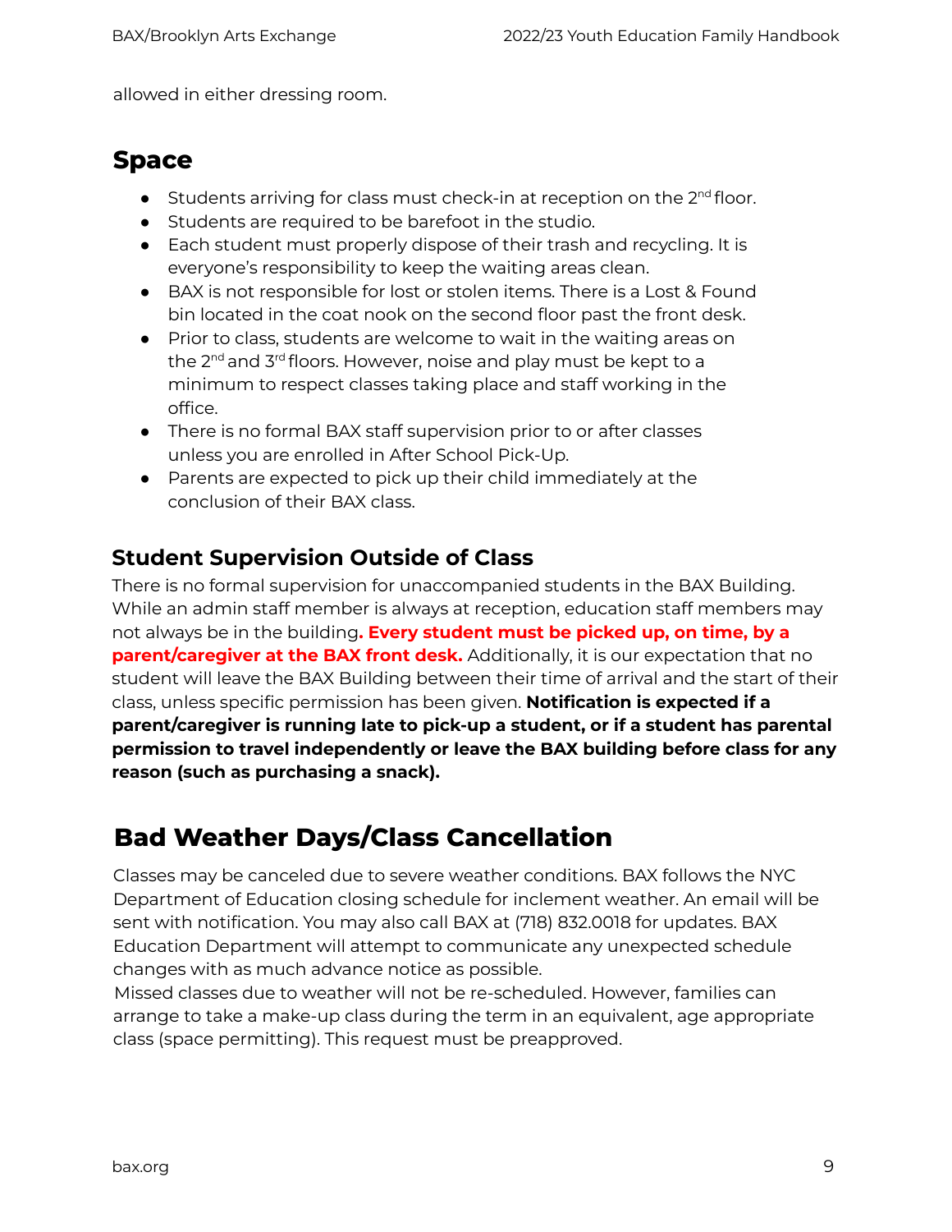allowed in either dressing room.

## Space

- Students arriving for class must check-in at reception on the 2nd floor.
- Students are required to be barefoot in the studio.
- Each student must properly dispose of their trash and recycling. It is everyone's responsibility to keep the waiting areas clean.
- BAX is not responsible for lost or stolen items. There is a Lost & Found bin located in the coat nook on the second floor past the front desk.
- Prior to class, students are welcome to wait in the waiting areas on the 2nd and 3rd floors. However, noise and play must be kept to a minimum to respect classes taking place and staff working in the office.
- There is no formal BAX staff supervision prior to or after classes unless you are enrolled in After School Pick-Up.
- Parents are expected to pick up their child immediately at the conclusion of their BAX class.

### Student Supervision Outside of Class

There is no formal supervision for unaccompanied students in the BAX Building. While an admin staff member is always at reception, education staff members may not always be in the building**. Every student must be picked up, on time, by a parent/caregiver at the BAX front desk.** Additionally, it is our expectation that no student will leave the BAX Building between their time of arrival and the start of their class, unless specific permission has been given. **Notification is expected if a parent/caregiver is running late to pick-up a student, or if a student has parental permission to travel independently or leave the BAX building before class for any reason (such as purchasing a snack).**

## Bad Weather Days/Class Cancellation

Classes may be canceled due to severe weather conditions. BAX follows the NYC Department of Education closing schedule for inclement weather. An email will be sent with notification. You may also call BAX at (718) 832.0018 for updates. BAX Education Department will attempt to communicate any unexpected schedule changes with as much advance notice as possible.

Missed classes due to weather will not be re-scheduled. However, families can arrange to take a make-up class during the term in an equivalent, age appropriate class (space permitting). This request must be preapproved.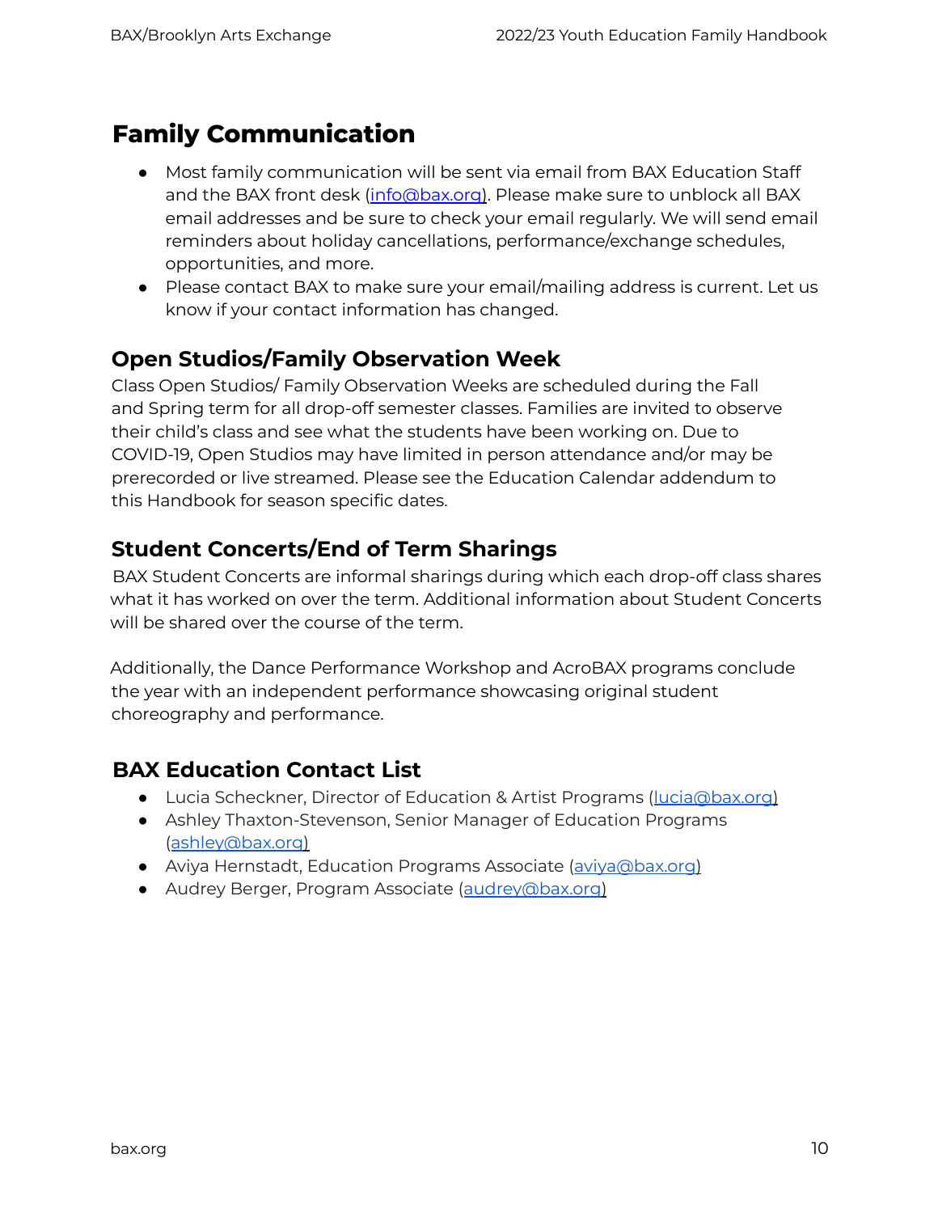## Family Communication

- Most family communication will be sent via email from BAX Education Staff and the BAX front desk (info@bax.org). Please make sure to unblock all BAX email addresses and be sure to check your email regularly. We will send email reminders about holiday cancellations, performance/exchange schedules, opportunities, and more.
- Please contact BAX to make sure your email/mailing address is current. Let us know if your contact information has changed.

### Open Studios/Family Observation Week

Class Open Studios/ Family Observation Weeks are scheduled during the Fall and Spring term for all drop-off semester classes. Families are invited to observe their child's class and see what the students have been working on. Due to COVID-19, Open Studios may have limited in person attendance and/or may be prerecorded or live streamed. Please see the Education Calendar addendum to this Handbook for season specific dates.

### Student Concerts/End of Term Sharings

BAX Student Concerts are informal sharings during which each drop-off class shares what it has worked on over the term. Additional information about Student Concerts will be shared over the course of the term.

Additionally, the Dance Performance Workshop and AcroBAX programs conclude the year with an independent performance showcasing original student choreography and performance.

### BAX Education Contact List

- Lucia Scheckner, Director of Education & Artist Programs (lucia@bax.org)
- Ashley Thaxton-Stevenson, Senior Manager of Education Programs (ashley@bax.org)
- Aviya Hernstadt, Education Programs Associate (aviya@bax.org)
- Audrey Berger, Program Associate (audrey@bax.org)